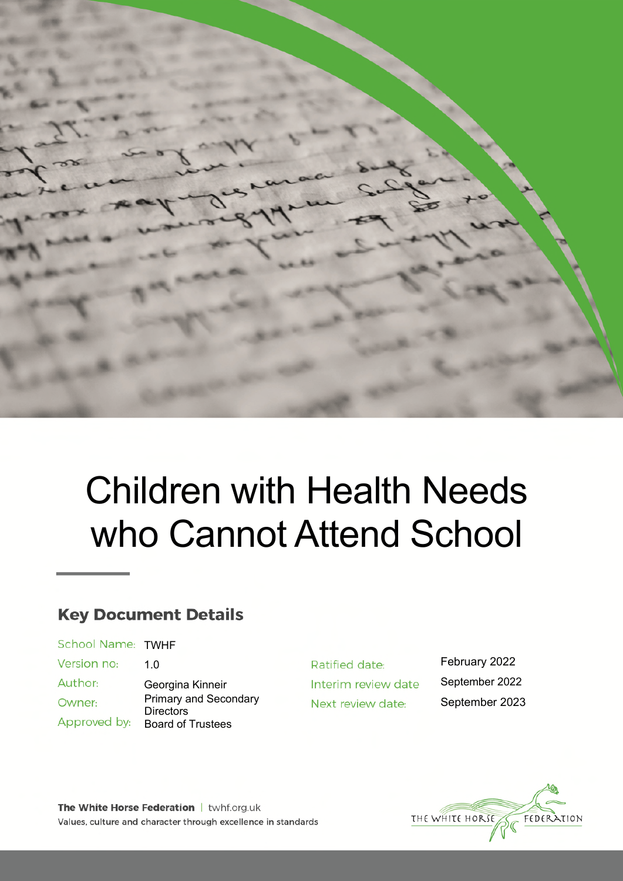# Children with Health Needs who Cannot Attend School

## Key Document Details

| | | | |
|---|---|---|---|
| School Name: | TWHF | | |
| Version no: | 1.0 | Ratified date: | February 2022 |
| Author: | Georgina Kinneir | Interim review date | September 2022 |
| Owner: | Primary and Secondary Directors | Next review date: | September 2023 |
| Approved by: | Board of Trustees | | |

**The White Horse Federation** | twhf.org.uk
Values, culture and character through excellence in standards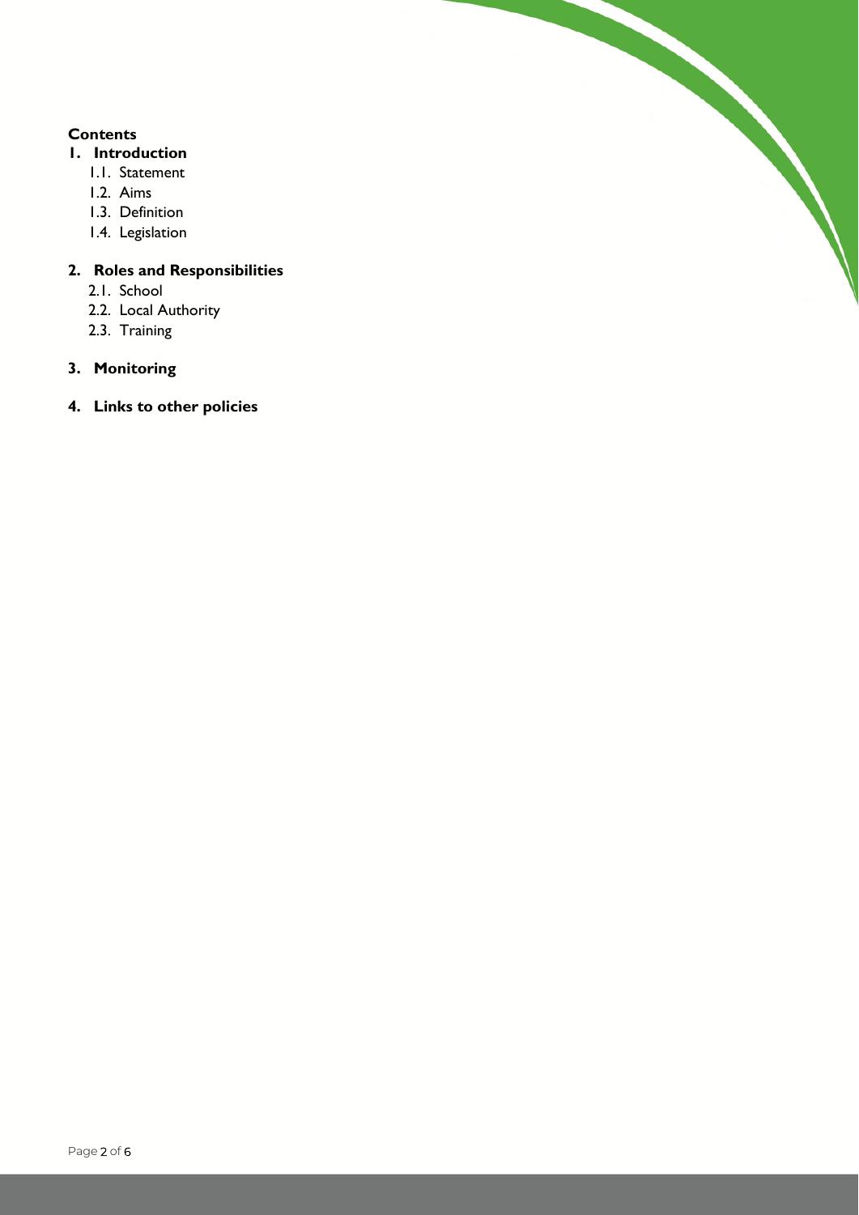**Contents**

1. **Introduction**
    1.1. Statement
    1.2. Aims
    1.3. Definition
    1.4. Legislation

2. **Roles and Responsibilities**
    2.1. School
    2.2. Local Authority
    2.3. Training

3. **Monitoring**

4. **Links to other policies**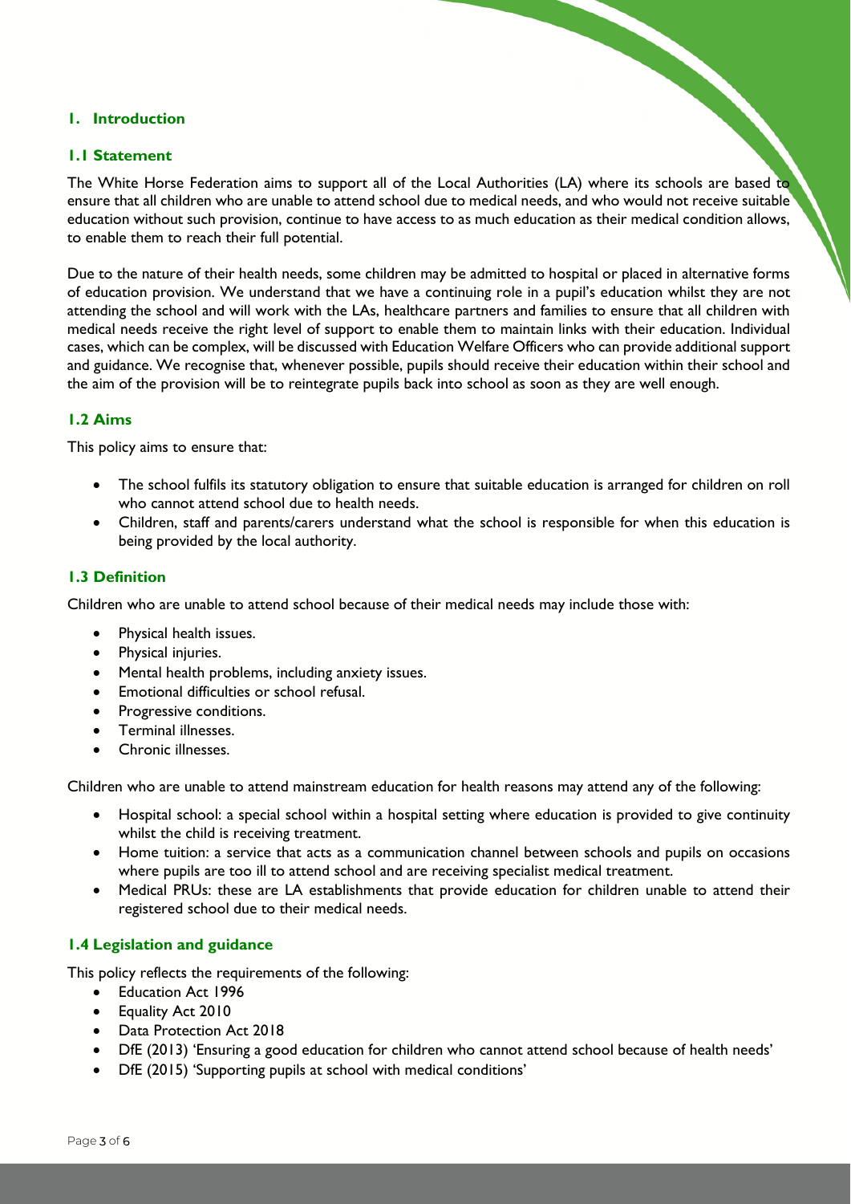## 1. Introduction

### 1.1 Statement

The White Horse Federation aims to support all of the Local Authorities (LA) where its schools are based to ensure that all children who are unable to attend school due to medical needs, and who would not receive suitable education without such provision, continue to have access to as much education as their medical condition allows, to enable them to reach their full potential.

Due to the nature of their health needs, some children may be admitted to hospital or placed in alternative forms of education provision. We understand that we have a continuing role in a pupil's education whilst they are not attending the school and will work with the LAs, healthcare partners and families to ensure that all children with medical needs receive the right level of support to enable them to maintain links with their education. Individual cases, which can be complex, will be discussed with Education Welfare Officers who can provide additional support and guidance. We recognise that, whenever possible, pupils should receive their education within their school and the aim of the provision will be to reintegrate pupils back into school as soon as they are well enough.

### 1.2 Aims

This policy aims to ensure that:

- The school fulfils its statutory obligation to ensure that suitable education is arranged for children on roll who cannot attend school due to health needs.
- Children, staff and parents/carers understand what the school is responsible for when this education is being provided by the local authority.

### 1.3 Definition

Children who are unable to attend school because of their medical needs may include those with:

- Physical health issues.
- Physical injuries.
- Mental health problems, including anxiety issues.
- Emotional difficulties or school refusal.
- Progressive conditions.
- Terminal illnesses.
- Chronic illnesses.

Children who are unable to attend mainstream education for health reasons may attend any of the following:

- Hospital school: a special school within a hospital setting where education is provided to give continuity whilst the child is receiving treatment.
- Home tuition: a service that acts as a communication channel between schools and pupils on occasions where pupils are too ill to attend school and are receiving specialist medical treatment.
- Medical PRUs: these are LA establishments that provide education for children unable to attend their registered school due to their medical needs.

### 1.4 Legislation and guidance

This policy reflects the requirements of the following:

- Education Act 1996
- Equality Act 2010
- Data Protection Act 2018
- DfE (2013) 'Ensuring a good education for children who cannot attend school because of health needs'
- DfE (2015) 'Supporting pupils at school with medical conditions'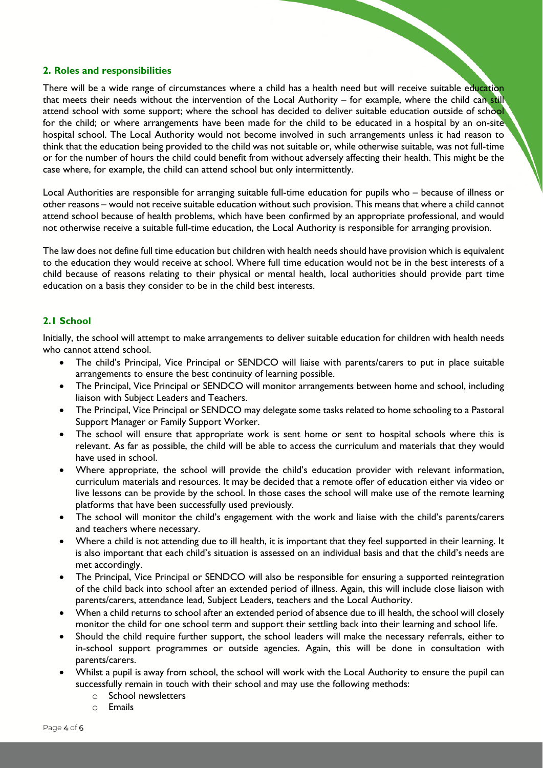## 2. Roles and responsibilities

There will be a wide range of circumstances where a child has a health need but will receive suitable education that meets their needs without the intervention of the Local Authority – for example, where the child can still attend school with some support; where the school has decided to deliver suitable education outside of school for the child; or where arrangements have been made for the child to be educated in a hospital by an on-site hospital school. The Local Authority would not become involved in such arrangements unless it had reason to think that the education being provided to the child was not suitable or, while otherwise suitable, was not full-time or for the number of hours the child could benefit from without adversely affecting their health. This might be the case where, for example, the child can attend school but only intermittently.

Local Authorities are responsible for arranging suitable full-time education for pupils who – because of illness or other reasons – would not receive suitable education without such provision. This means that where a child cannot attend school because of health problems, which have been confirmed by an appropriate professional, and would not otherwise receive a suitable full-time education, the Local Authority is responsible for arranging provision.

The law does not define full time education but children with health needs should have provision which is equivalent to the education they would receive at school. Where full time education would not be in the best interests of a child because of reasons relating to their physical or mental health, local authorities should provide part time education on a basis they consider to be in the child best interests.

### 2.1 School

Initially, the school will attempt to make arrangements to deliver suitable education for children with health needs who cannot attend school.

- The child's Principal, Vice Principal or SENDCO will liaise with parents/carers to put in place suitable arrangements to ensure the best continuity of learning possible.
- The Principal, Vice Principal or SENDCO will monitor arrangements between home and school, including liaison with Subject Leaders and Teachers.
- The Principal, Vice Principal or SENDCO may delegate some tasks related to home schooling to a Pastoral Support Manager or Family Support Worker.
- The school will ensure that appropriate work is sent home or sent to hospital schools where this is relevant. As far as possible, the child will be able to access the curriculum and materials that they would have used in school.
- Where appropriate, the school will provide the child's education provider with relevant information, curriculum materials and resources. It may be decided that a remote offer of education either via video or live lessons can be provide by the school. In those cases the school will make use of the remote learning platforms that have been successfully used previously.
- The school will monitor the child's engagement with the work and liaise with the child's parents/carers and teachers where necessary.
- Where a child is not attending due to ill health, it is important that they feel supported in their learning. It is also important that each child's situation is assessed on an individual basis and that the child's needs are met accordingly.
- The Principal, Vice Principal or SENDCO will also be responsible for ensuring a supported reintegration of the child back into school after an extended period of illness. Again, this will include close liaison with parents/carers, attendance lead, Subject Leaders, teachers and the Local Authority.
- When a child returns to school after an extended period of absence due to ill health, the school will closely monitor the child for one school term and support their settling back into their learning and school life.
- Should the child require further support, the school leaders will make the necessary referrals, either to in-school support programmes or outside agencies. Again, this will be done in consultation with parents/carers.
- Whilst a pupil is away from school, the school will work with the Local Authority to ensure the pupil can successfully remain in touch with their school and may use the following methods:
    - School newsletters
    - Emails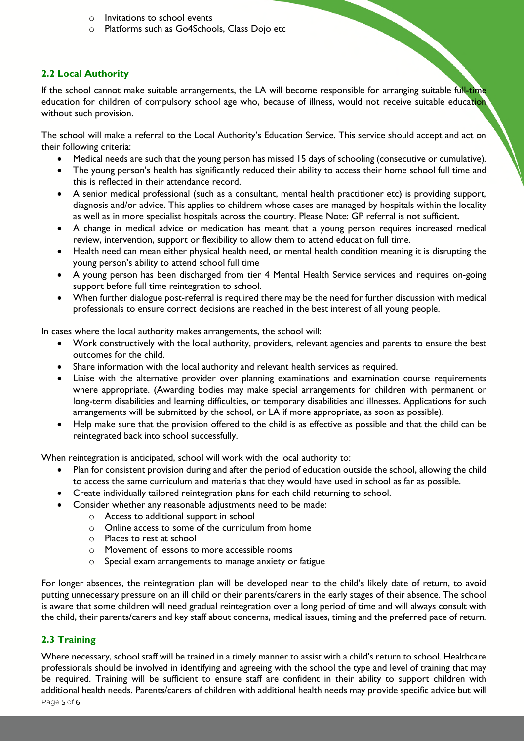- Invitations to school events
  - Platforms such as Go4Schools, Class Dojo etc

### 2.2 Local Authority

If the school cannot make suitable arrangements, the LA will become responsible for arranging suitable full-time education for children of compulsory school age who, because of illness, would not receive suitable education without such provision.

The school will make a referral to the Local Authority's Education Service. This service should accept and act on their following criteria:

- Medical needs are such that the young person has missed 15 days of schooling (consecutive or cumulative).
- The young person's health has significantly reduced their ability to access their home school full time and this is reflected in their attendance record.
- A senior medical professional (such as a consultant, mental health practitioner etc) is providing support, diagnosis and/or advice. This applies to childrem whose cases are managed by hospitals within the locality as well as in more specialist hospitals across the country. Please Note: GP referral is not sufficient.
- A change in medical advice or medication has meant that a young person requires increased medical review, intervention, support or flexibility to allow them to attend education full time.
- Health need can mean either physical health need, or mental health condition meaning it is disrupting the young person's ability to attend school full time
- A young person has been discharged from tier 4 Mental Health Service services and requires on-going support before full time reintegration to school.
- When further dialogue post-referral is required there may be the need for further discussion with medical professionals to ensure correct decisions are reached in the best interest of all young people.

In cases where the local authority makes arrangements, the school will:

- Work constructively with the local authority, providers, relevant agencies and parents to ensure the best outcomes for the child.
- Share information with the local authority and relevant health services as required.
- Liaise with the alternative provider over planning examinations and examination course requirements where appropriate. (Awarding bodies may make special arrangements for children with permanent or long-term disabilities and learning difficulties, or temporary disabilities and illnesses. Applications for such arrangements will be submitted by the school, or LA if more appropriate, as soon as possible).
- Help make sure that the provision offered to the child is as effective as possible and that the child can be reintegrated back into school successfully.

When reintegration is anticipated, school will work with the local authority to:

- Plan for consistent provision during and after the period of education outside the school, allowing the child to access the same curriculum and materials that they would have used in school as far as possible.
- Create individually tailored reintegration plans for each child returning to school.
- Consider whether any reasonable adjustments need to be made:
  - Access to additional support in school
  - Online access to some of the curriculum from home
  - Places to rest at school
  - Movement of lessons to more accessible rooms
  - Special exam arrangements to manage anxiety or fatigue

For longer absences, the reintegration plan will be developed near to the child's likely date of return, to avoid putting unnecessary pressure on an ill child or their parents/carers in the early stages of their absence. The school is aware that some children will need gradual reintegration over a long period of time and will always consult with the child, their parents/carers and key staff about concerns, medical issues, timing and the preferred pace of return.

### 2.3 Training

Where necessary, school staff will be trained in a timely manner to assist with a child's return to school. Healthcare professionals should be involved in identifying and agreeing with the school the type and level of training that may be required. Training will be sufficient to ensure staff are confident in their ability to support children with additional health needs. Parents/carers of children with additional health needs may provide specific advice but will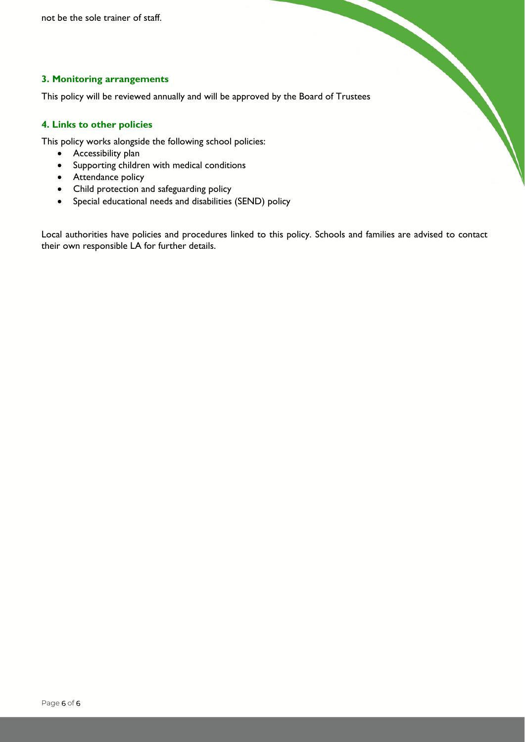not be the sole trainer of staff.

### 3. Monitoring arrangements

This policy will be reviewed annually and will be approved by the Board of Trustees

### 4. Links to other policies

This policy works alongside the following school policies:

- Accessibility plan
- Supporting children with medical conditions
- Attendance policy
- Child protection and safeguarding policy
- Special educational needs and disabilities (SEND) policy

Local authorities have policies and procedures linked to this policy. Schools and families are advised to contact their own responsible LA for further details.